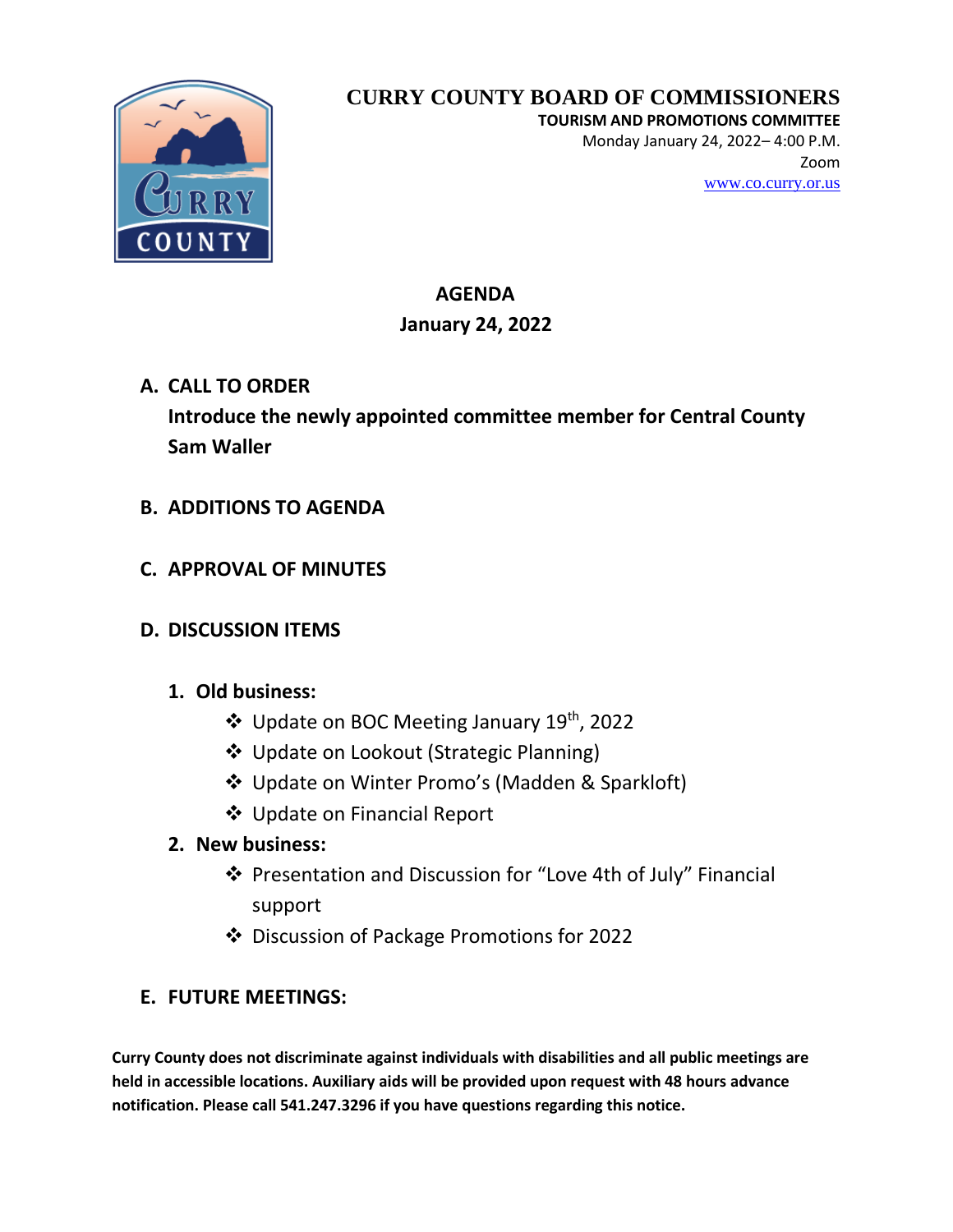# CURRY COUNTY BOARD OF COMMISSIONERS

**TOURISM AND PROMOTIONS COMMITTEE**

Monday January 24, 2022– 4:00 P.M.

Zoom

www.co.curry.or.us

## AGENDA
## January 24, 2022

**A. CALL TO ORDER**

**Introduce the newly appointed committee member for Central County Sam Waller**

**B. ADDITIONS TO AGENDA**

**C. APPROVAL OF MINUTES**

**D. DISCUSSION ITEMS**

1. **Old business:**
   - Update on BOC Meeting January 19th, 2022
   - Update on Lookout (Strategic Planning)
   - Update on Winter Promo's (Madden & Sparkloft)
   - Update on Financial Report
2. **New business:**
   - Presentation and Discussion for "Love 4th of July" Financial support
   - Discussion of Package Promotions for 2022

**E. FUTURE MEETINGS:**

**Curry County does not discriminate against individuals with disabilities and all public meetings are held in accessible locations. Auxiliary aids will be provided upon request with 48 hours advance notification. Please call 541.247.3296 if you have questions regarding this notice.**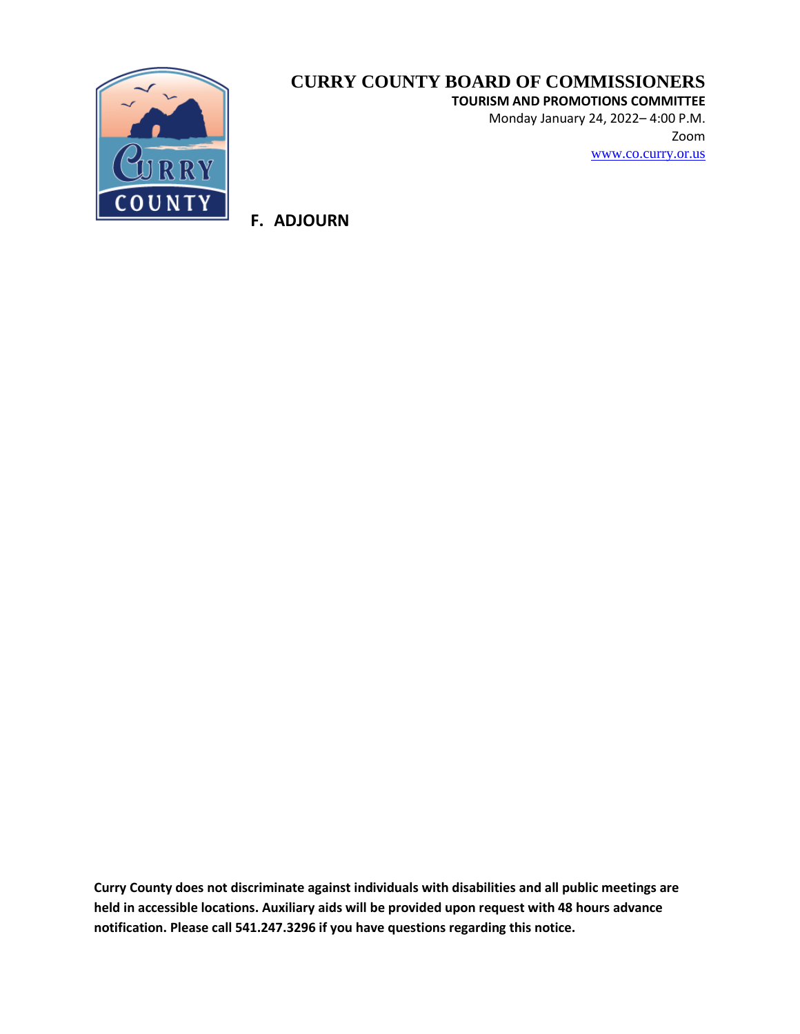# CURRY COUNTY BOARD OF COMMISSIONERS

**TOURISM AND PROMOTIONS COMMITTEE**

Monday January 24, 2022– 4:00 P.M.

Zoom

www.co.curry.or.us

**F. ADJOURN**

**Curry County does not discriminate against individuals with disabilities and all public meetings are held in accessible locations. Auxiliary aids will be provided upon request with 48 hours advance notification. Please call 541.247.3296 if you have questions regarding this notice.**